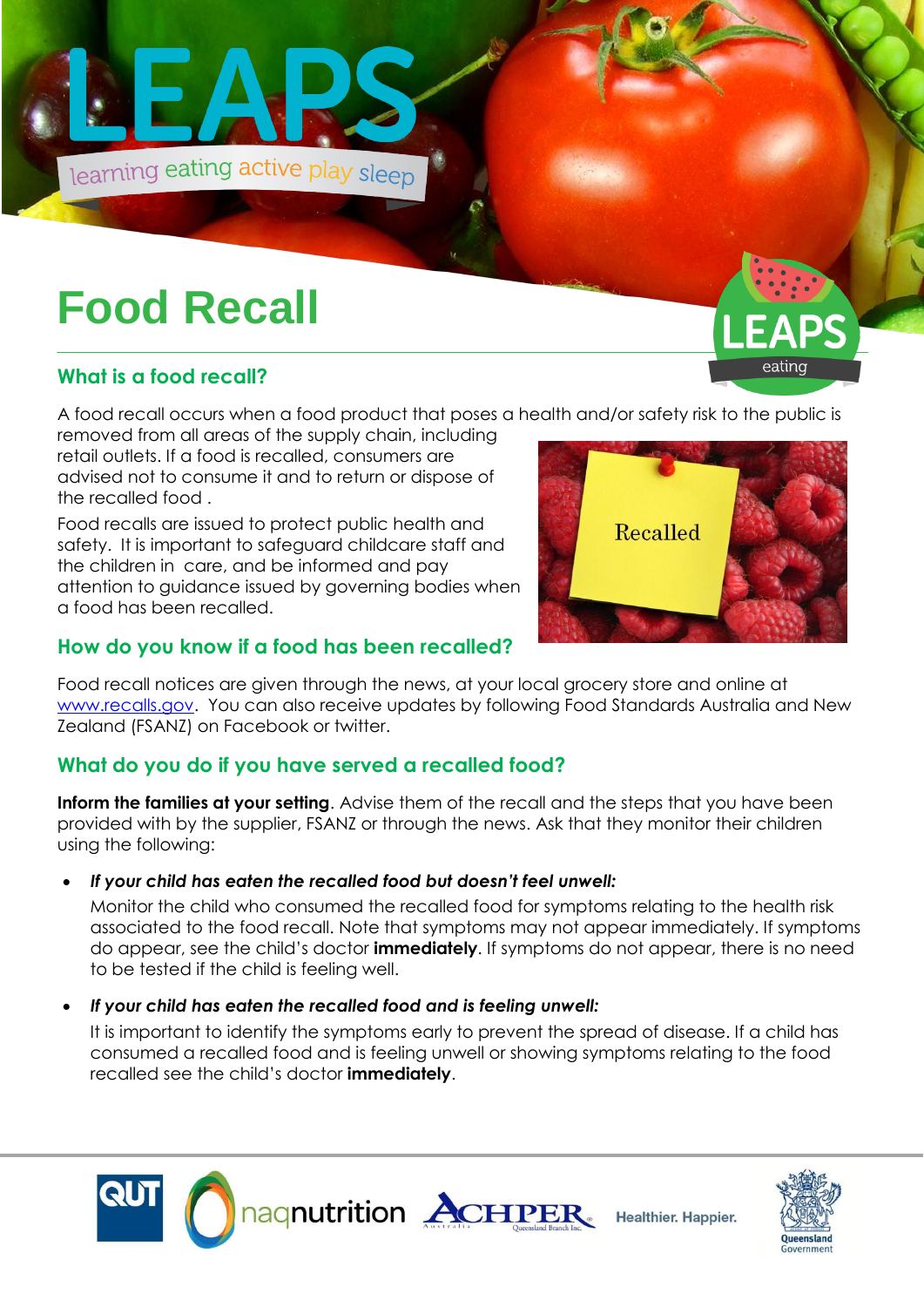# Food Recall

## What is a food recall?

A food recall occurs when a food product that poses a health and/or safety risk to the public is removed from all areas of the supply chain, including retail outlets. If a food is recalled, consumers are advised not to consume it and to return or dispose of the recalled food .

Food recalls are issued to protect public health and safety. It is important to safeguard childcare staff and the children in care, and be informed and pay attention to guidance issued by governing bodies when a food has been recalled.

## How do you know if a food has been recalled?

Food recall notices are given through the news, at your local grocery store and online at www.recalls.gov. You can also receive updates by following Food Standards Australia and New Zealand (FSANZ) on Facebook or twitter.

## What do you do if you have served a recalled food?

**Inform the families at your setting**. Advise them of the recall and the steps that you have been provided with by the supplier, FSANZ or through the news. Ask that they monitor their children using the following:

- ***If your child has eaten the recalled food but doesn't feel unwell:***

  Monitor the child who consumed the recalled food for symptoms relating to the health risk associated to the food recall. Note that symptoms may not appear immediately. If symptoms do appear, see the child's doctor **immediately**. If symptoms do not appear, there is no need to be tested if the child is feeling well.

- ***If your child has eaten the recalled food and is feeling unwell:***

  It is important to identify the symptoms early to prevent the spread of disease. If a child has consumed a recalled food and is feeling unwell or showing symptoms relating to the food recalled see the child's doctor **immediately**.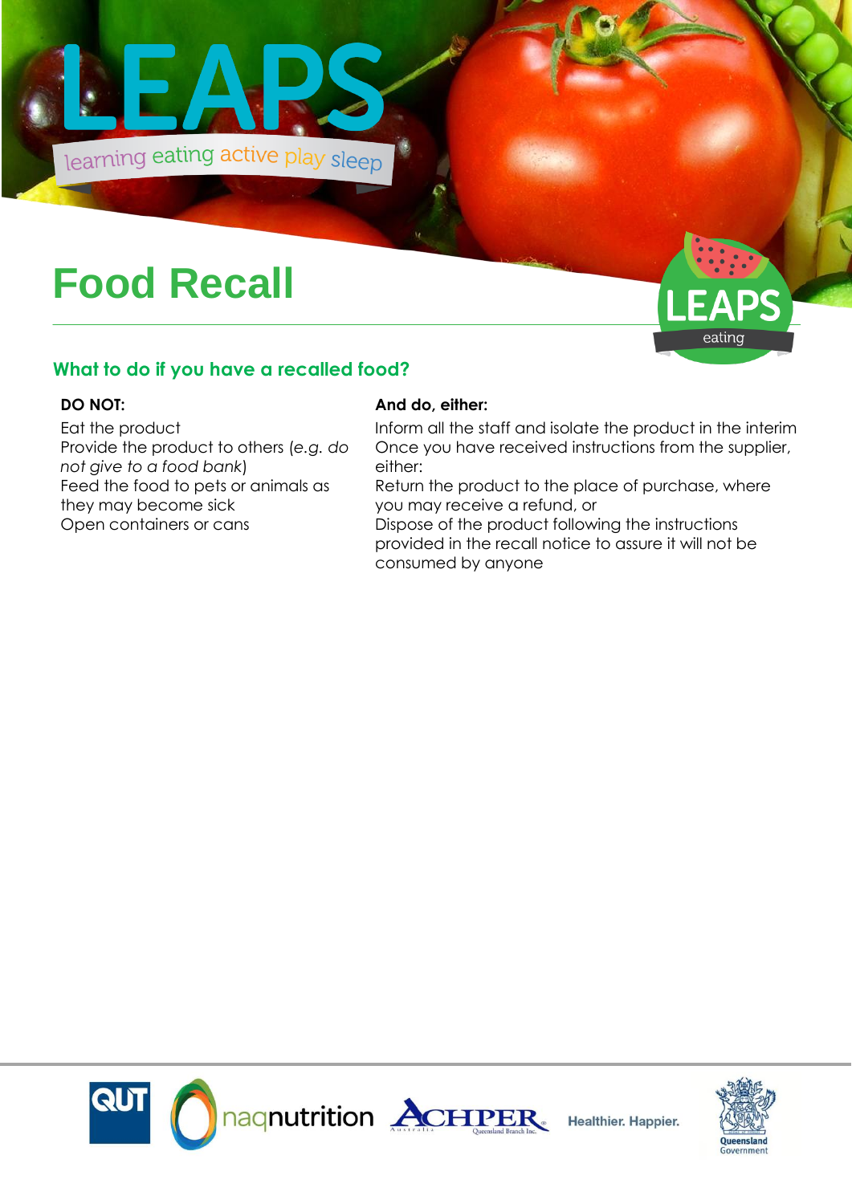# Food Recall

## What to do if you have a recalled food?

**DO NOT:**

Eat the product
Provide the product to others (*e.g. do not give to a food bank*)
Feed the food to pets or animals as they may become sick
Open containers or cans

**And do, either:**

Inform all the staff and isolate the product in the interim
Once you have received instructions from the supplier, either:
Return the product to the place of purchase, where you may receive a refund, or
Dispose of the product following the instructions provided in the recall notice to assure it will not be consumed by anyone